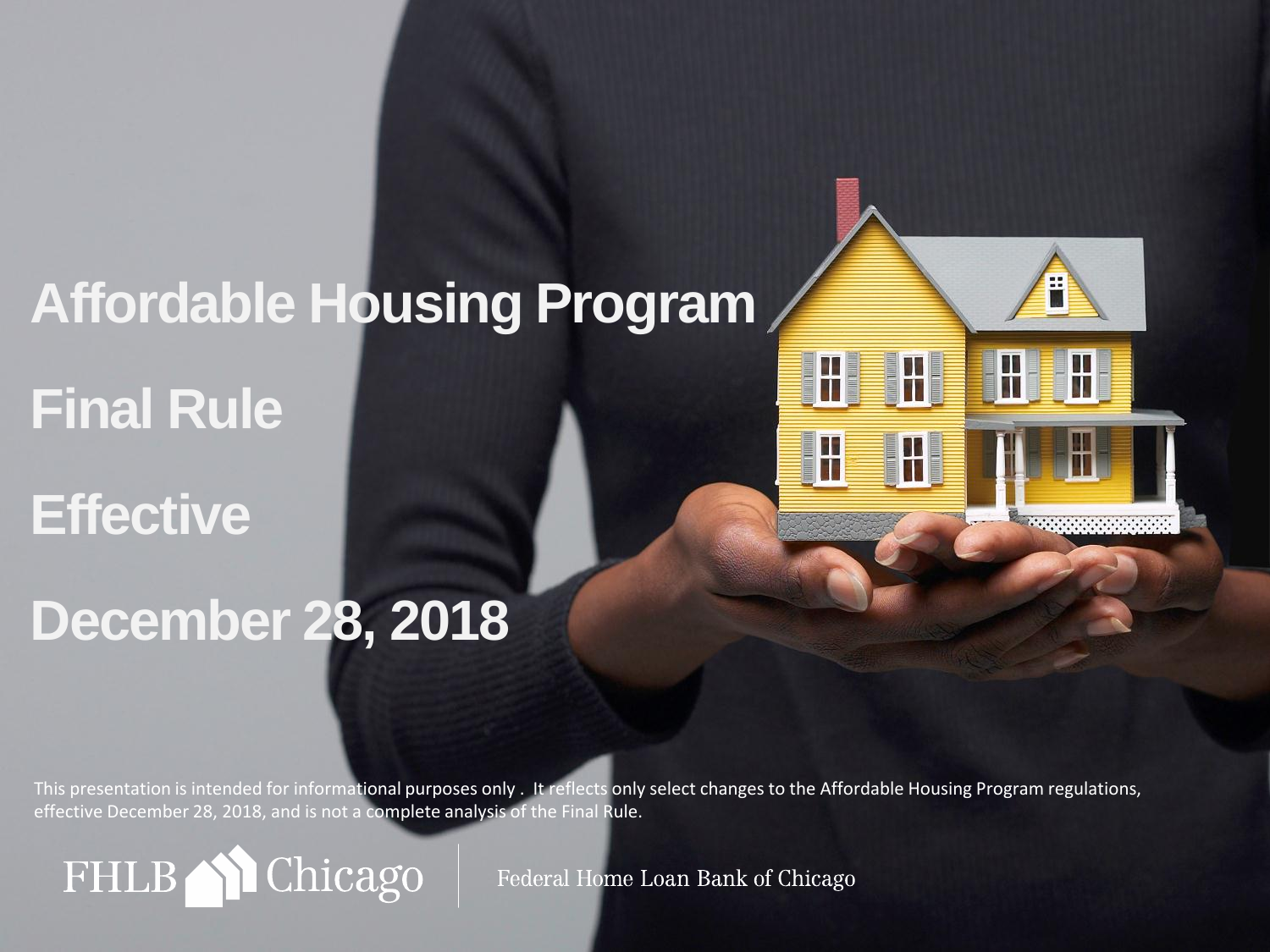# Affordable Housing Program

# Final Rule

# Effective

# December 28, 2018

This presentation is intended for informational purposes only . It reflects only select changes to the Affordable Housing Program regulations, effective December 28, 2018, and is not a complete analysis of the Final Rule.

FHLB Chicago | Federal Home Loan Bank of Chicago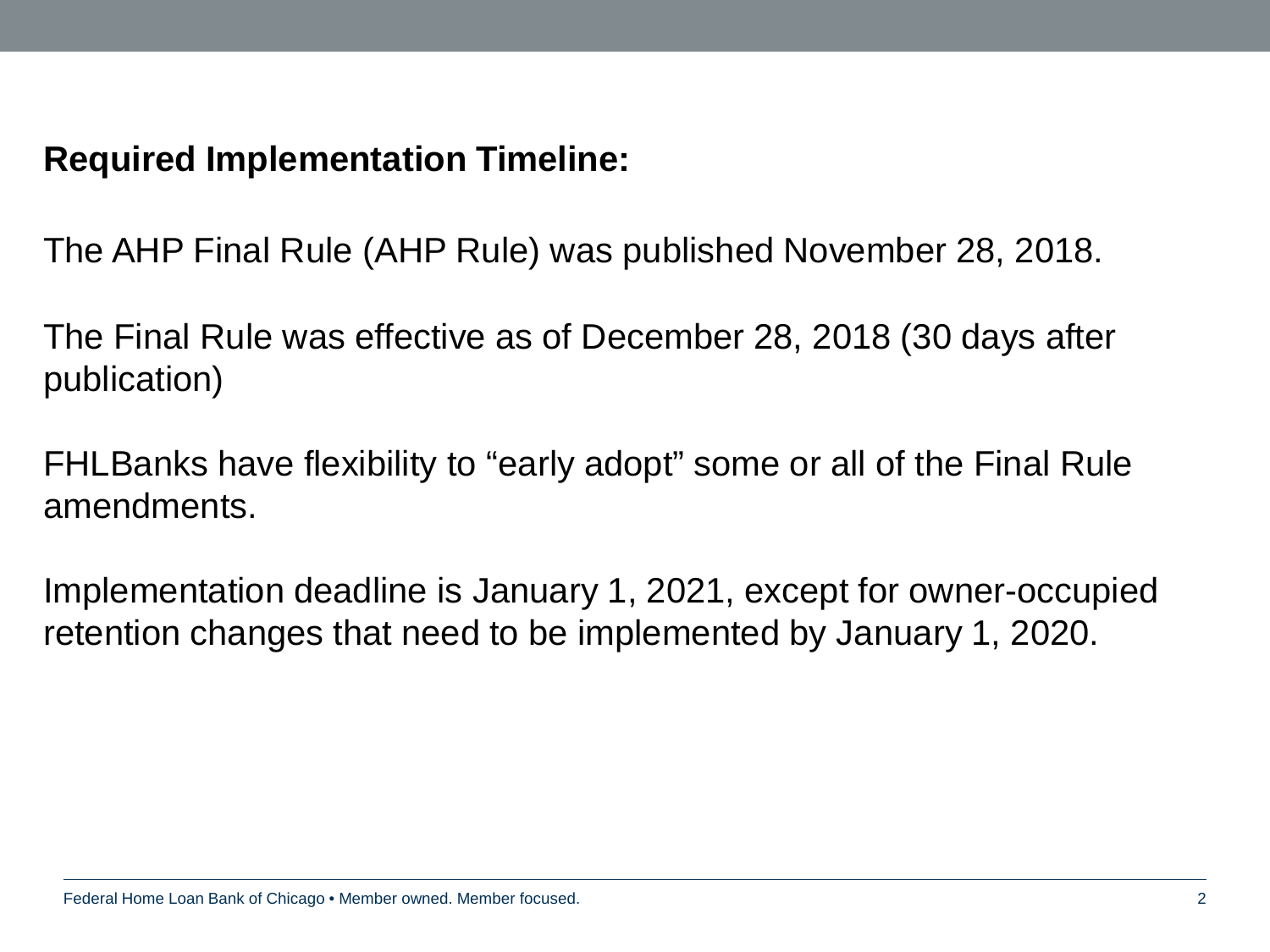**Required Implementation Timeline:**

The AHP Final Rule (AHP Rule) was published November 28, 2018.

The Final Rule was effective as of December 28, 2018 (30 days after publication)

FHLBanks have flexibility to "early adopt" some or all of the Final Rule amendments.

Implementation deadline is January 1, 2021, except for owner-occupied retention changes that need to be implemented by January 1, 2020.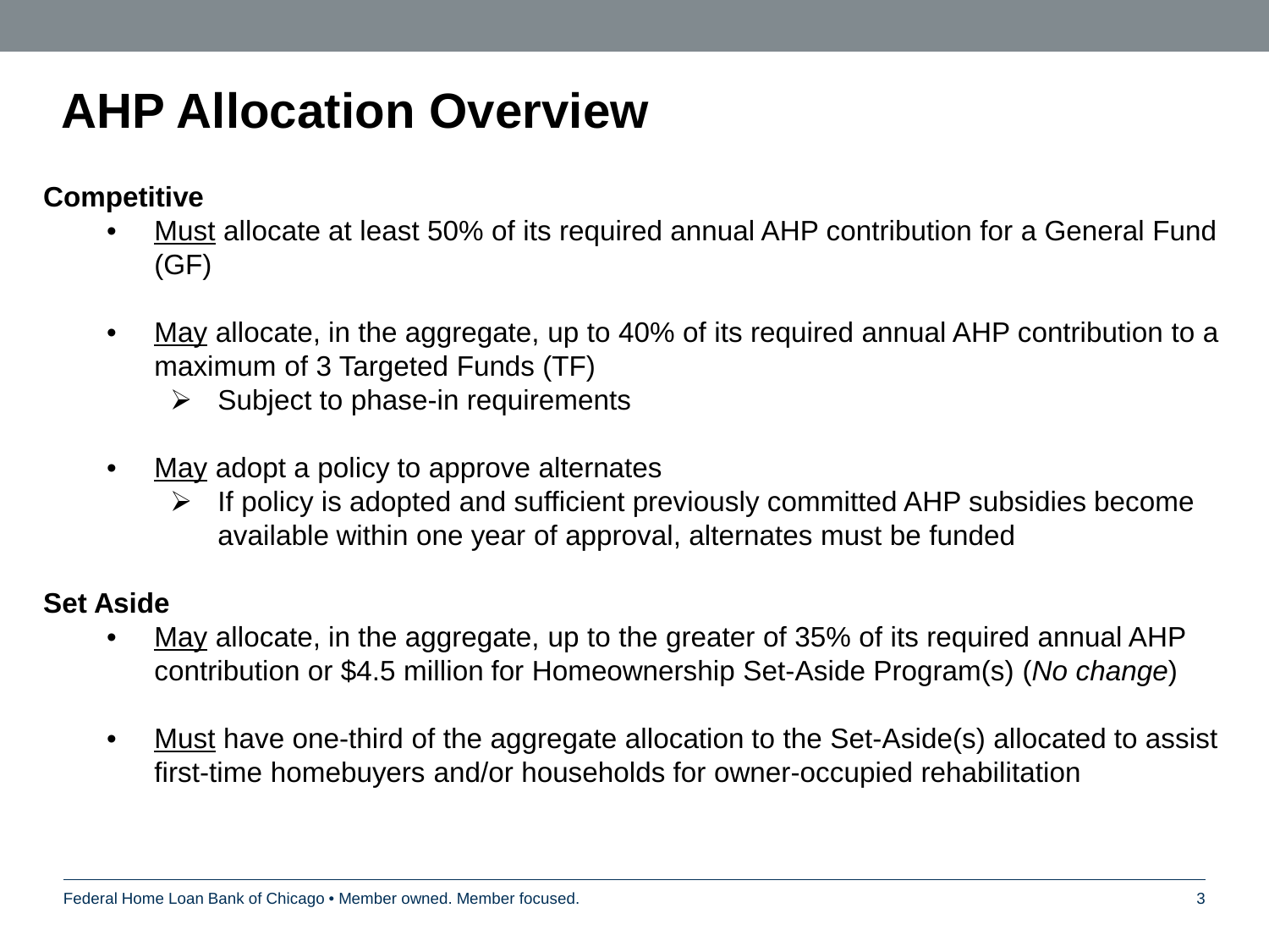# AHP Allocation Overview

**Competitive**

- Must allocate at least 50% of its required annual AHP contribution for a General Fund (GF)
- May allocate, in the aggregate, up to 40% of its required annual AHP contribution to a maximum of 3 Targeted Funds (TF)
  - Subject to phase-in requirements
- May adopt a policy to approve alternates
  - If policy is adopted and sufficient previously committed AHP subsidies become available within one year of approval, alternates must be funded

**Set Aside**

- May allocate, in the aggregate, up to the greater of 35% of its required annual AHP contribution or $4.5 million for Homeownership Set-Aside Program(s) (*No change*)
- Must have one-third of the aggregate allocation to the Set-Aside(s) allocated to assist first-time homebuyers and/or households for owner-occupied rehabilitation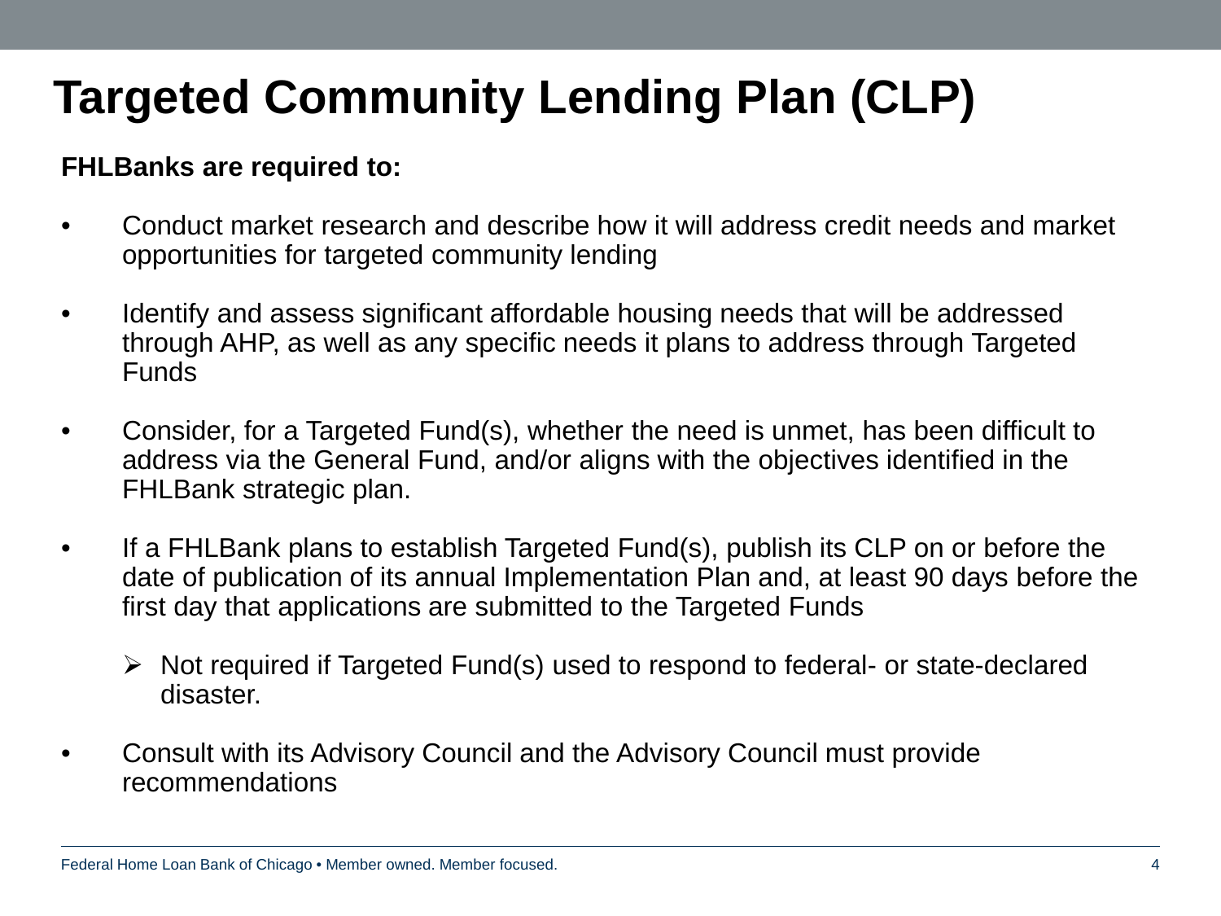# Targeted Community Lending Plan (CLP)

**FHLBanks are required to:**

- Conduct market research and describe how it will address credit needs and market opportunities for targeted community lending
- Identify and assess significant affordable housing needs that will be addressed through AHP, as well as any specific needs it plans to address through Targeted Funds
- Consider, for a Targeted Fund(s), whether the need is unmet, has been difficult to address via the General Fund, and/or aligns with the objectives identified in the FHLBank strategic plan.
- If a FHLBank plans to establish Targeted Fund(s), publish its CLP on or before the date of publication of its annual Implementation Plan and, at least 90 days before the first day that applications are submitted to the Targeted Funds
  - Not required if Targeted Fund(s) used to respond to federal- or state-declared disaster.
- Consult with its Advisory Council and the Advisory Council must provide recommendations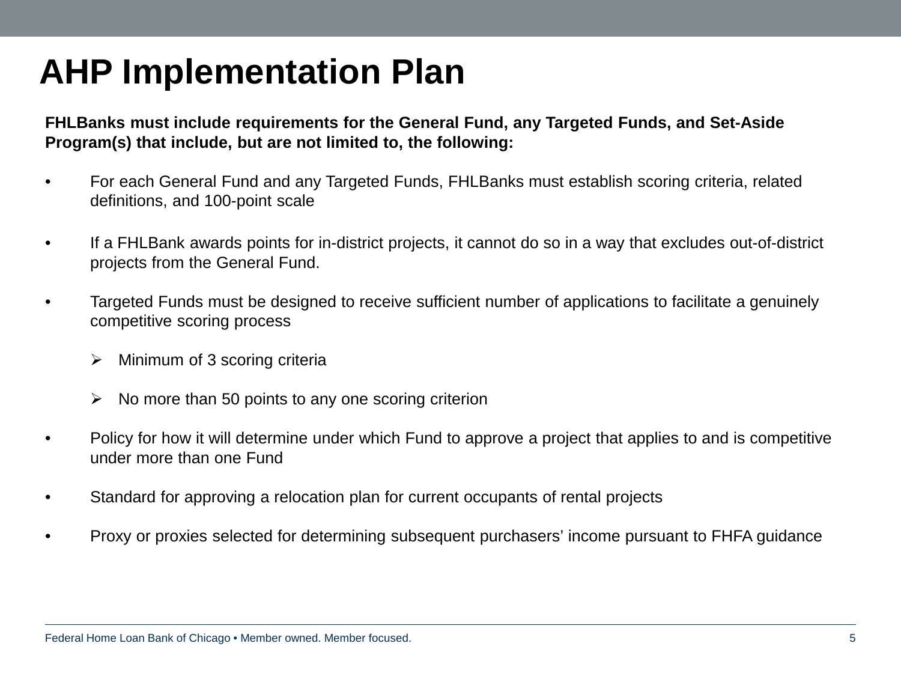# AHP Implementation Plan

**FHLBanks must include requirements for the General Fund, any Targeted Funds, and Set-Aside Program(s) that include, but are not limited to, the following:**

- For each General Fund and any Targeted Funds, FHLBanks must establish scoring criteria, related definitions, and 100-point scale
- If a FHLBank awards points for in-district projects, it cannot do so in a way that excludes out-of-district projects from the General Fund.
- Targeted Funds must be designed to receive sufficient number of applications to facilitate a genuinely competitive scoring process
  - Minimum of 3 scoring criteria
  - No more than 50 points to any one scoring criterion
- Policy for how it will determine under which Fund to approve a project that applies to and is competitive under more than one Fund
- Standard for approving a relocation plan for current occupants of rental projects
- Proxy or proxies selected for determining subsequent purchasers' income pursuant to FHFA guidance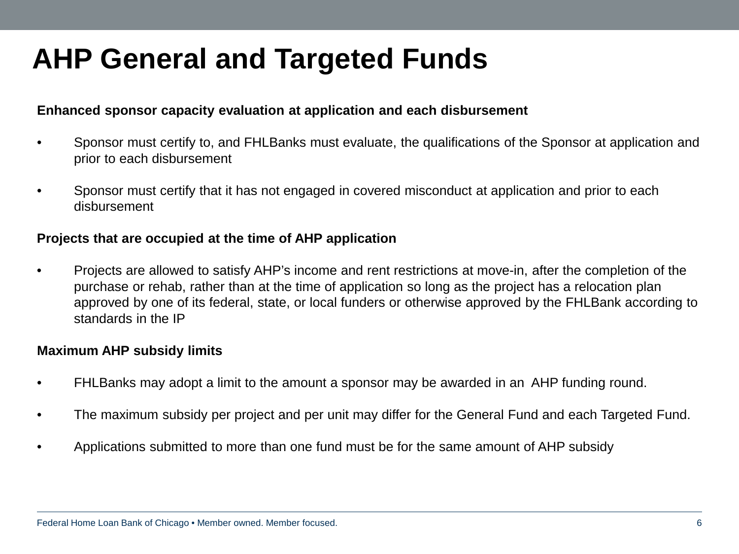# AHP General and Targeted Funds

**Enhanced sponsor capacity evaluation at application and each disbursement**

- Sponsor must certify to, and FHLBanks must evaluate, the qualifications of the Sponsor at application and prior to each disbursement
- Sponsor must certify that it has not engaged in covered misconduct at application and prior to each disbursement

**Projects that are occupied at the time of AHP application**

- Projects are allowed to satisfy AHP's income and rent restrictions at move-in, after the completion of the purchase or rehab, rather than at the time of application so long as the project has a relocation plan approved by one of its federal, state, or local funders or otherwise approved by the FHLBank according to standards in the IP

**Maximum AHP subsidy limits**

- FHLBanks may adopt a limit to the amount a sponsor may be awarded in an AHP funding round.
- The maximum subsidy per project and per unit may differ for the General Fund and each Targeted Fund.
- Applications submitted to more than one fund must be for the same amount of AHP subsidy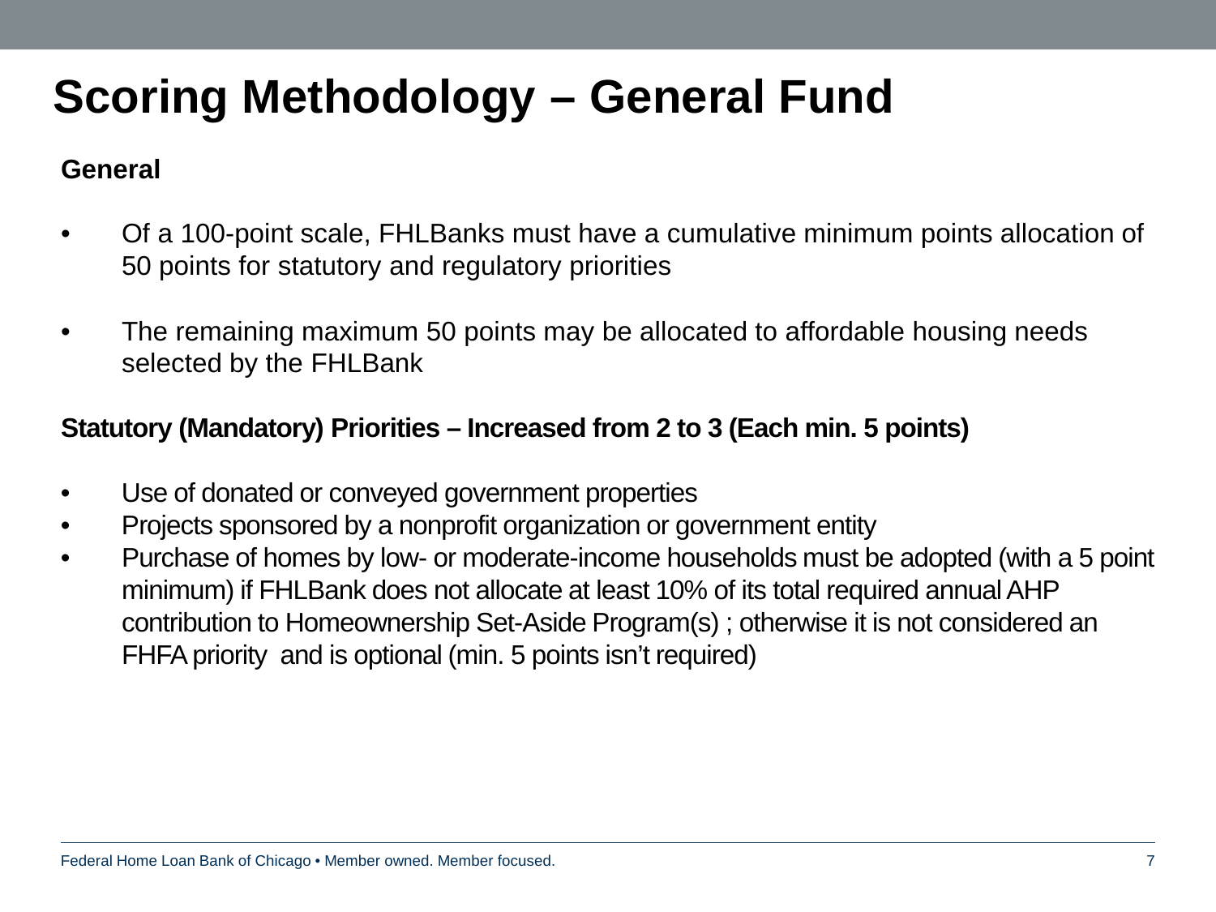# Scoring Methodology – General Fund

**General**

- Of a 100-point scale, FHLBanks must have a cumulative minimum points allocation of 50 points for statutory and regulatory priorities
- The remaining maximum 50 points may be allocated to affordable housing needs selected by the FHLBank

**Statutory (Mandatory) Priorities – Increased from 2 to 3 (Each min. 5 points)**

- Use of donated or conveyed government properties
- Projects sponsored by a nonprofit organization or government entity
- Purchase of homes by low- or moderate-income households must be adopted (with a 5 point minimum) if FHLBank does not allocate at least 10% of its total required annual AHP contribution to Homeownership Set-Aside Program(s) ; otherwise it is not considered an FHFA priority and is optional (min. 5 points isn't required)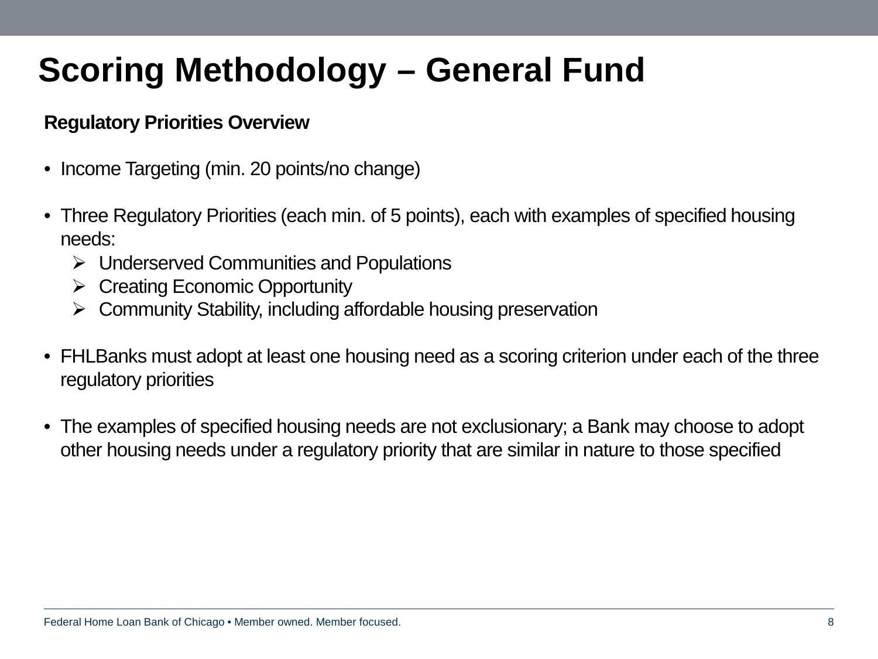# Scoring Methodology – General Fund

**Regulatory Priorities Overview**

- Income Targeting (min. 20 points/no change)
- Three Regulatory Priorities (each min. of 5 points), each with examples of specified housing needs:
  - Underserved Communities and Populations
  - Creating Economic Opportunity
  - Community Stability, including affordable housing preservation
- FHLBanks must adopt at least one housing need as a scoring criterion under each of the three regulatory priorities
- The examples of specified housing needs are not exclusionary; a Bank may choose to adopt other housing needs under a regulatory priority that are similar in nature to those specified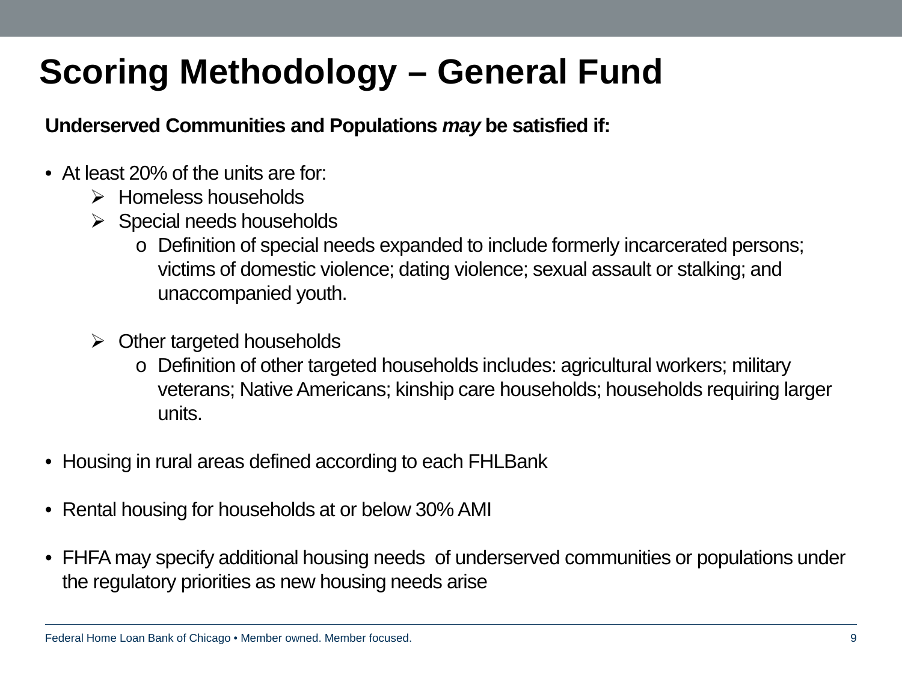# Scoring Methodology – General Fund

**Underserved Communities and Populations *may* be satisfied if:**

- At least 20% of the units are for:
  - Homeless households
  - Special needs households
    - Definition of special needs expanded to include formerly incarcerated persons; victims of domestic violence; dating violence; sexual assault or stalking; and unaccompanied youth.
  - Other targeted households
    - Definition of other targeted households includes: agricultural workers; military veterans; Native Americans; kinship care households; households requiring larger units.
- Housing in rural areas defined according to each FHLBank
- Rental housing for households at or below 30% AMI
- FHFA may specify additional housing needs of underserved communities or populations under the regulatory priorities as new housing needs arise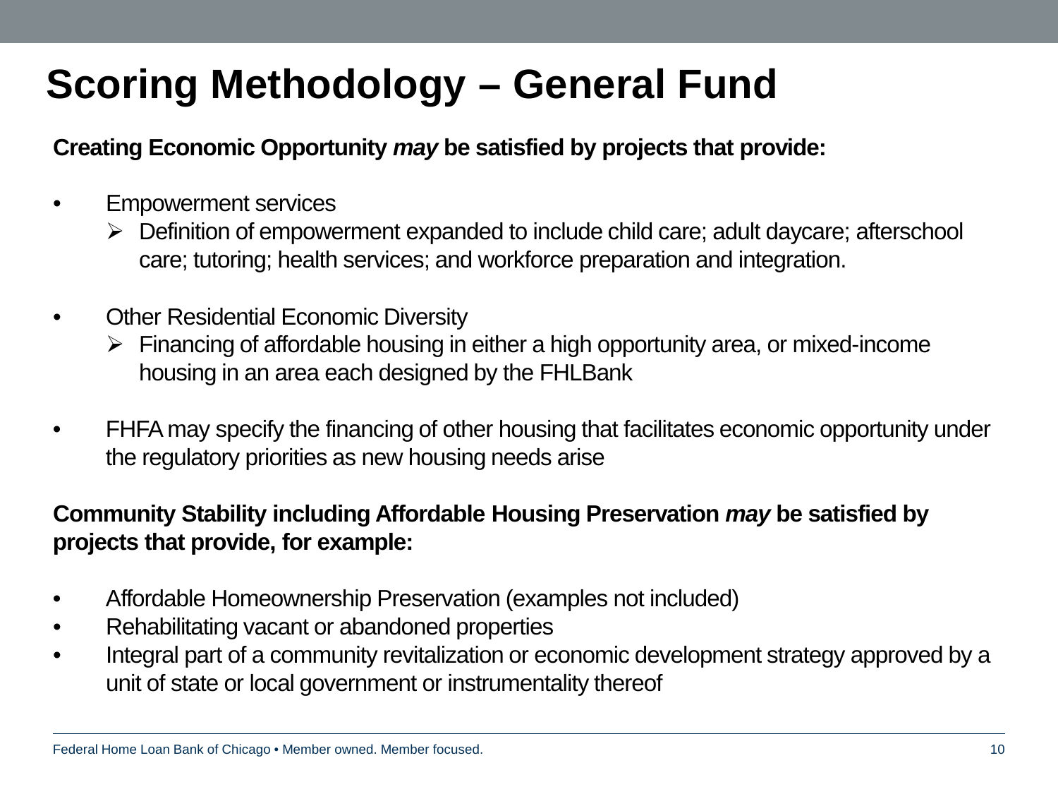# Scoring Methodology – General Fund

**Creating Economic Opportunity *may* be satisfied by projects that provide:**

- Empowerment services
  - Definition of empowerment expanded to include child care; adult daycare; afterschool care; tutoring; health services; and workforce preparation and integration.
- Other Residential Economic Diversity
  - Financing of affordable housing in either a high opportunity area, or mixed-income housing in an area each designed by the FHLBank
- FHFA may specify the financing of other housing that facilitates economic opportunity under the regulatory priorities as new housing needs arise

**Community Stability including Affordable Housing Preservation *may* be satisfied by projects that provide, for example:**

- Affordable Homeownership Preservation (examples not included)
- Rehabilitating vacant or abandoned properties
- Integral part of a community revitalization or economic development strategy approved by a unit of state or local government or instrumentality thereof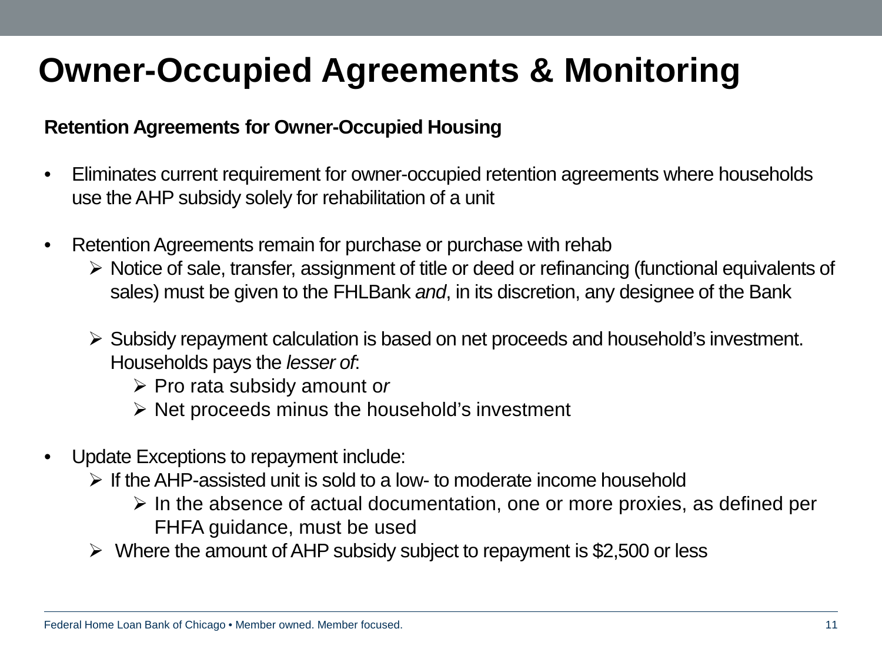# Owner-Occupied Agreements & Monitoring

**Retention Agreements for Owner-Occupied Housing**

- Eliminates current requirement for owner-occupied retention agreements where households use the AHP subsidy solely for rehabilitation of a unit

- Retention Agreements remain for purchase or purchase with rehab
  - Notice of sale, transfer, assignment of title or deed or refinancing (functional equivalents of sales) must be given to the FHLBank *and*, in its discretion, any designee of the Bank

  - Subsidy repayment calculation is based on net proceeds and household's investment. Households pays the *lesser of*:
    - Pro rata subsidy amount o*r*
    - Net proceeds minus the household's investment

- Update Exceptions to repayment include:
  - If the AHP-assisted unit is sold to a low- to moderate income household
    - In the absence of actual documentation, one or more proxies, as defined per FHFA guidance, must be used
  - Where the amount of AHP subsidy subject to repayment is $2,500 or less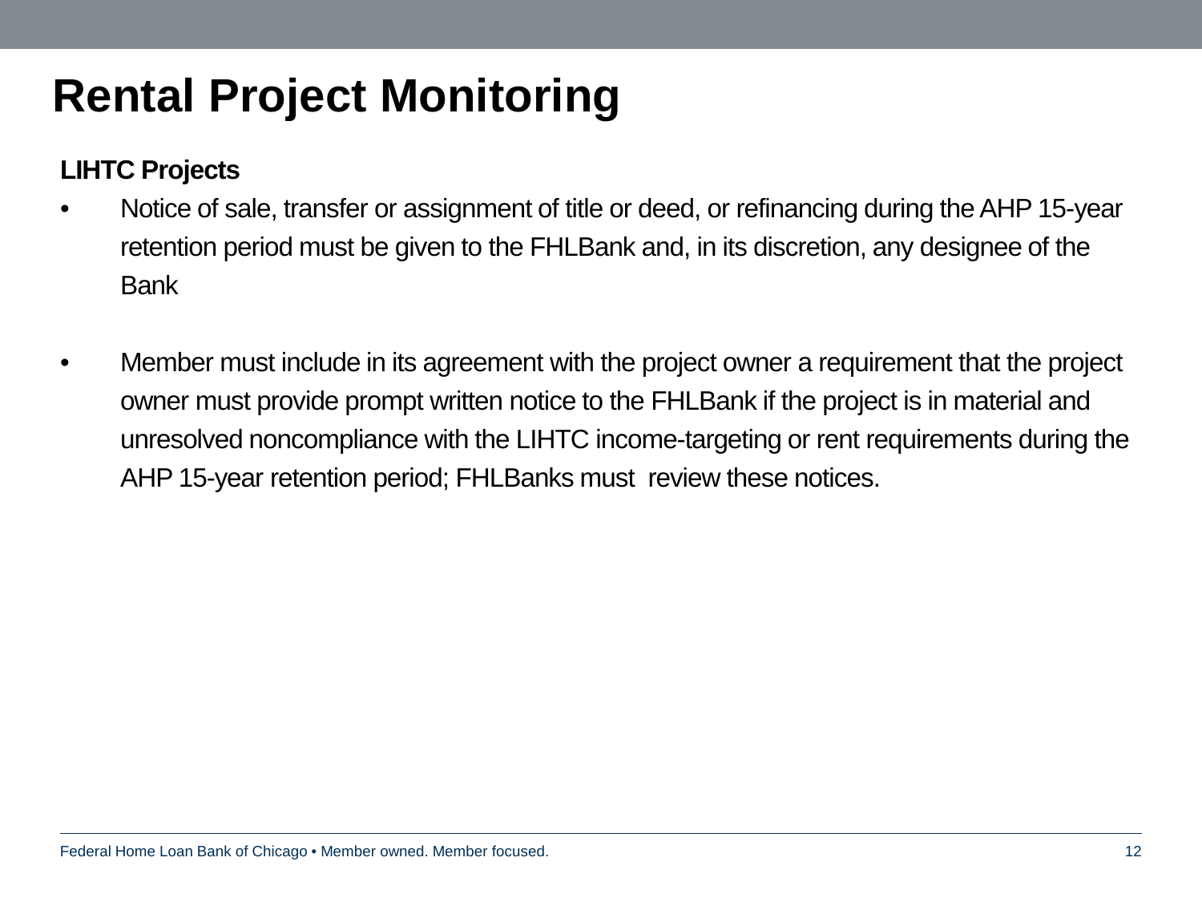# Rental Project Monitoring

**LIHTC Projects**

- Notice of sale, transfer or assignment of title or deed, or refinancing during the AHP 15-year retention period must be given to the FHLBank and, in its discretion, any designee of the Bank

- Member must include in its agreement with the project owner a requirement that the project owner must provide prompt written notice to the FHLBank if the project is in material and unresolved noncompliance with the LIHTC income-targeting or rent requirements during the AHP 15-year retention period; FHLBanks must review these notices.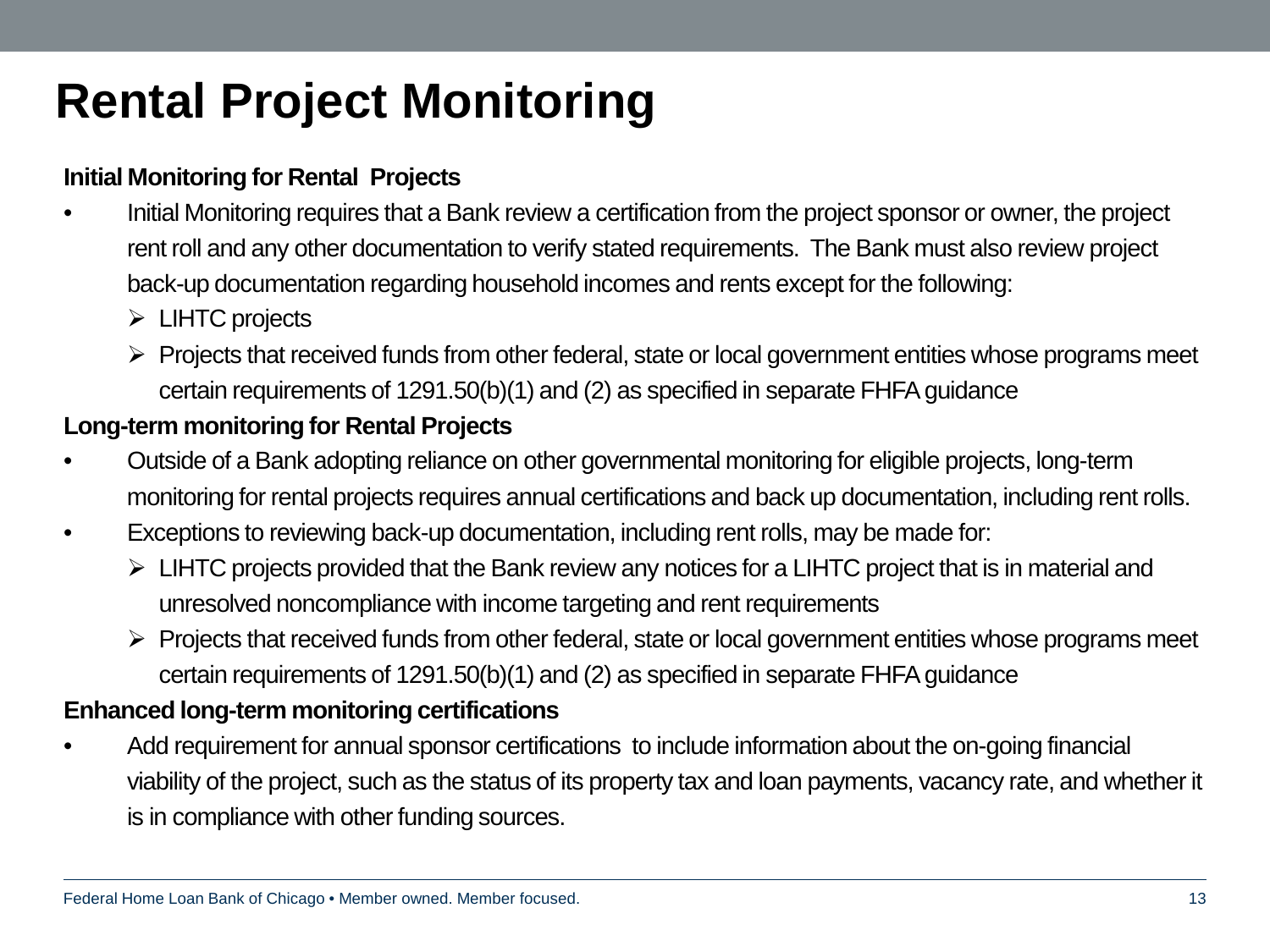# Rental Project Monitoring

**Initial Monitoring for Rental Projects**

- Initial Monitoring requires that a Bank review a certification from the project sponsor or owner, the project rent roll and any other documentation to verify stated requirements. The Bank must also review project back-up documentation regarding household incomes and rents except for the following:
  - LIHTC projects
  - Projects that received funds from other federal, state or local government entities whose programs meet certain requirements of 1291.50(b)(1) and (2) as specified in separate FHFA guidance

**Long-term monitoring for Rental Projects**

- Outside of a Bank adopting reliance on other governmental monitoring for eligible projects, long-term monitoring for rental projects requires annual certifications and back up documentation, including rent rolls.
- Exceptions to reviewing back-up documentation, including rent rolls, may be made for:
  - LIHTC projects provided that the Bank review any notices for a LIHTC project that is in material and unresolved noncompliance with income targeting and rent requirements
  - Projects that received funds from other federal, state or local government entities whose programs meet certain requirements of 1291.50(b)(1) and (2) as specified in separate FHFA guidance

**Enhanced long-term monitoring certifications**

- Add requirement for annual sponsor certifications to include information about the on-going financial viability of the project, such as the status of its property tax and loan payments, vacancy rate, and whether it is in compliance with other funding sources.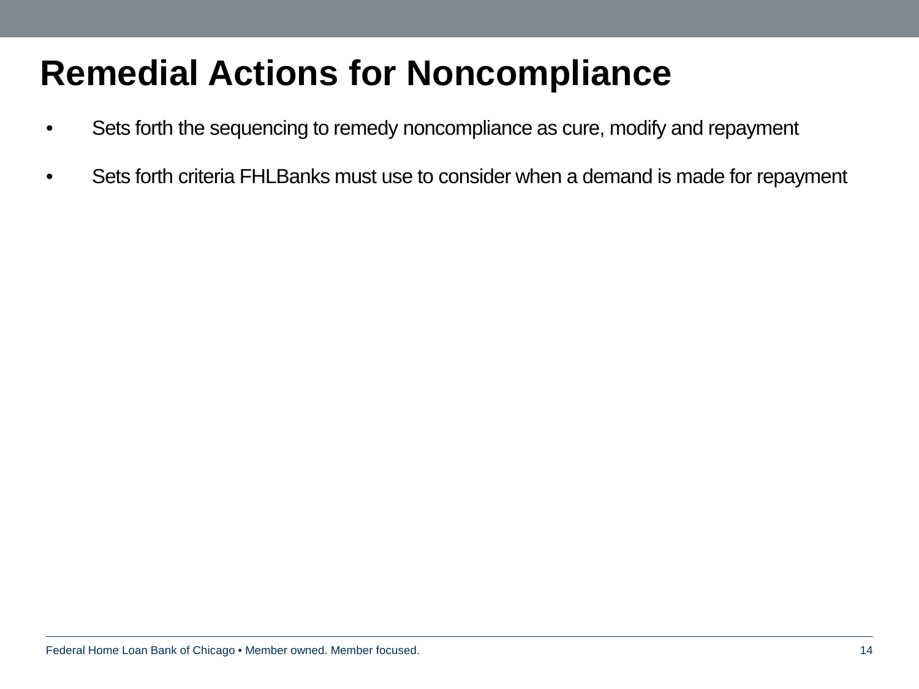# Remedial Actions for Noncompliance

- Sets forth the sequencing to remedy noncompliance as cure, modify and repayment
- Sets forth criteria FHLBanks must use to consider when a demand is made for repayment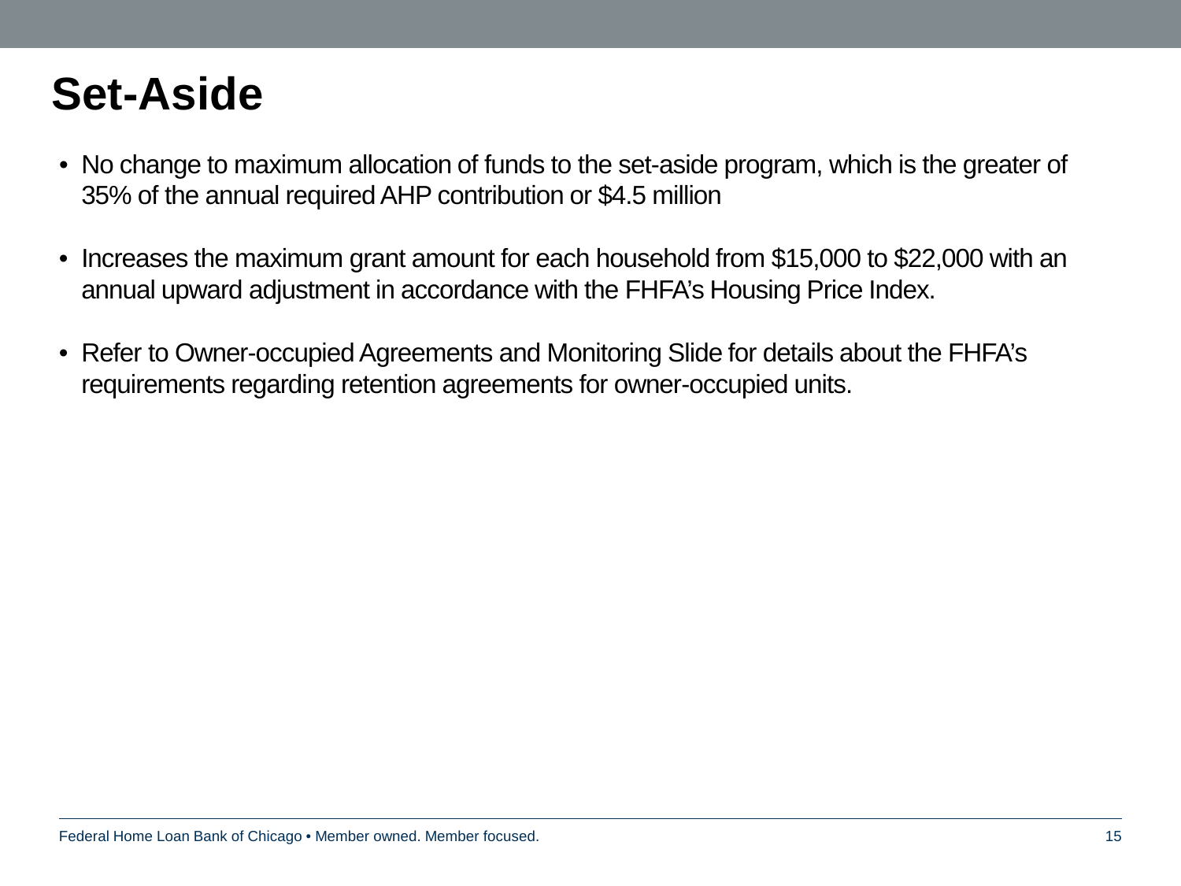# Set-Aside

- No change to maximum allocation of funds to the set-aside program, which is the greater of 35% of the annual required AHP contribution or $4.5 million

- Increases the maximum grant amount for each household from $15,000 to $22,000 with an annual upward adjustment in accordance with the FHFA's Housing Price Index.

- Refer to Owner-occupied Agreements and Monitoring Slide for details about the FHFA's requirements regarding retention agreements for owner-occupied units.